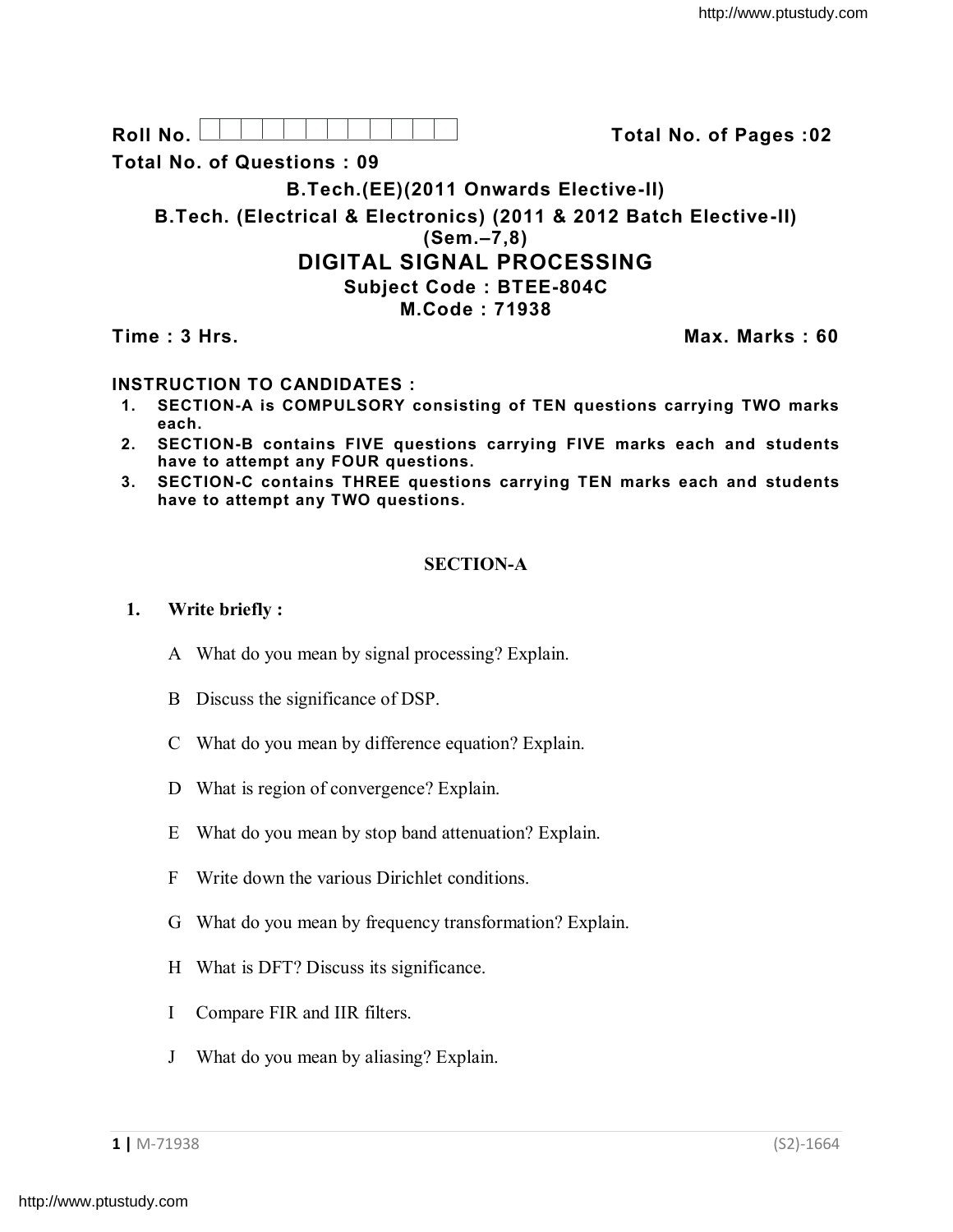Roll No. 

**Total No. of Pages :02**

**Total No. of Questions : 09**

**B.Tech.(EE)(2011 Onwards Elective-II)**

**B.Tech. (Electrical & Electronics) (2011 & 2012 Batch Elective-II)**

**(Sem.–7,8)**

# DIGITAL SIGNAL PROCESSING

**Subject Code : BTEE-804C**

**M.Code : 71938**

**Time : 3 Hrs.** **Max. Marks : 60**

**INSTRUCTION TO CANDIDATES :**

1. **SECTION-A is COMPULSORY consisting of TEN questions carrying TWO marks each.**
2. **SECTION-B contains FIVE questions carrying FIVE marks each and students have to attempt any FOUR questions.**
3. **SECTION-C contains THREE questions carrying TEN marks each and students have to attempt any TWO questions.**

## SECTION-A

**1. Write briefly :**

A What do you mean by signal processing? Explain.

B Discuss the significance of DSP.

C What do you mean by difference equation? Explain.

D What is region of convergence? Explain.

E What do you mean by stop band attenuation? Explain.

F Write down the various Dirichlet conditions.

G What do you mean by frequency transformation? Explain.

H What is DFT? Discuss its significance.

I Compare FIR and IIR filters.

J What do you mean by aliasing? Explain.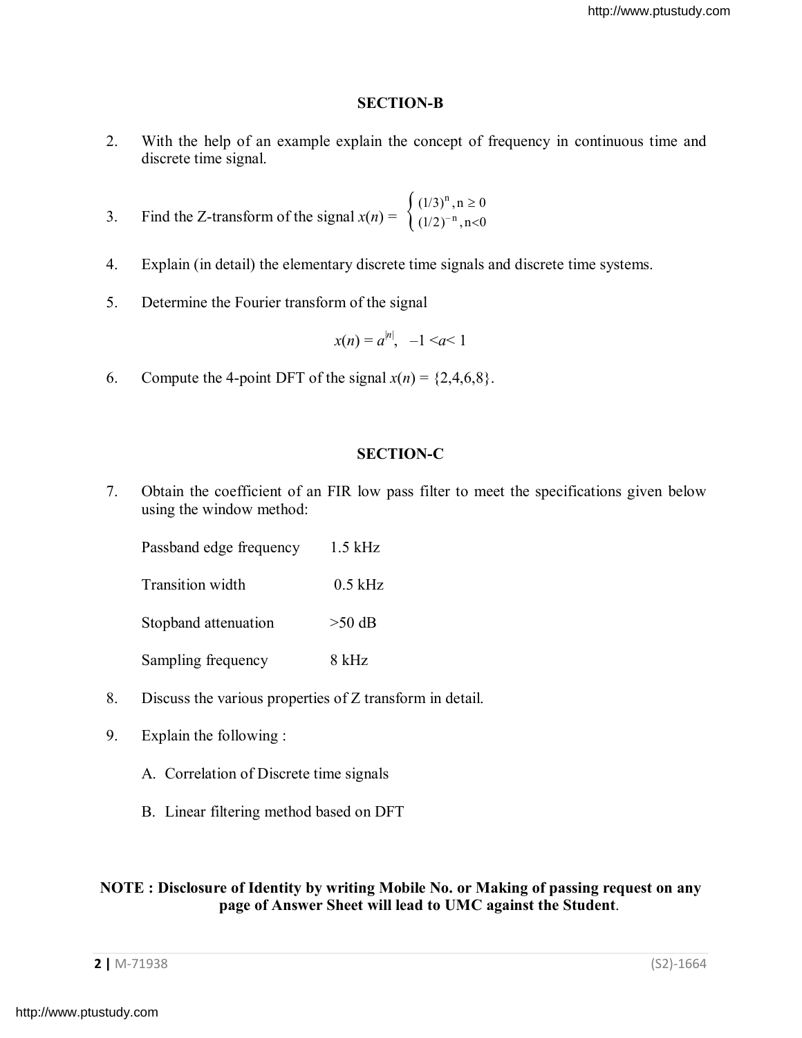## SECTION-B

2. With the help of an example explain the concept of frequency in continuous time and discrete time signal.

3. Find the Z-transform of the signal $x(n) = \begin{cases} (1/3)^n, n \geq 0 \\ (1/2)^{-n}, n<0 \end{cases}$

4. Explain (in detail) the elementary discrete time signals and discrete time systems.

5. Determine the Fourier transform of the signal

$$x(n) = a^{|n|}, \quad -1 < a < 1$$

6. Compute the 4-point DFT of the signal $x(n) = \{2,4,6,8\}$.

## SECTION-C

7. Obtain the coefficient of an FIR low pass filter to meet the specifications given below using the window method:

| | |
|---|---|
| Passband edge frequency | 1.5 kHz |
| Transition width | 0.5 kHz |
| Stopband attenuation | >50 dB |
| Sampling frequency | 8 kHz |

8. Discuss the various properties of Z transform in detail.

9. Explain the following :

   A. Correlation of Discrete time signals

   B. Linear filtering method based on DFT

**NOTE : Disclosure of Identity by writing Mobile No. or Making of passing request on any page of Answer Sheet will lead to UMC against the Student.**